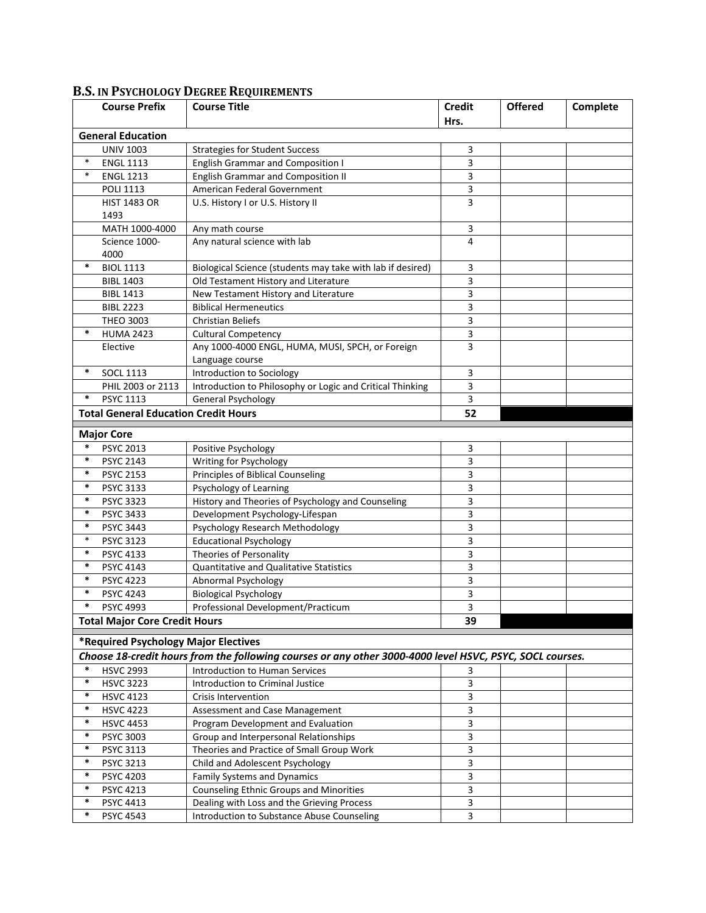## B.S. IN PSYCHOLOGY DEGREE REQUIREMENTS

| | Course Prefix | Course Title | Credit Hrs. | Offered | Complete |
|---|---|---|---|---|---|
| **General Education** | | | | | |
| | UNIV 1003 | Strategies for Student Success | 3 | | |
| * | ENGL 1113 | English Grammar and Composition I | 3 | | |
| * | ENGL 1213 | English Grammar and Composition II | 3 | | |
| | POLI 1113 | American Federal Government | 3 | | |
| | HIST 1483 OR 1493 | U.S. History I or U.S. History II | 3 | | |
| | MATH 1000-4000 | Any math course | 3 | | |
| | Science 1000-4000 | Any natural science with lab | 4 | | |
| * | BIOL 1113 | Biological Science (students may take with lab if desired) | 3 | | |
| | BIBL 1403 | Old Testament History and Literature | 3 | | |
| | BIBL 1413 | New Testament History and Literature | 3 | | |
| | BIBL 2223 | Biblical Hermeneutics | 3 | | |
| | THEO 3003 | Christian Beliefs | 3 | | |
| * | HUMA 2423 | Cultural Competency | 3 | | |
| | Elective | Any 1000-4000 ENGL, HUMA, MUSI, SPCH, or Foreign Language course | 3 | | |
| * | SOCL 1113 | Introduction to Sociology | 3 | | |
| | PHIL 2003 or 2113 | Introduction to Philosophy or Logic and Critical Thinking | 3 | | |
| * | PSYC 1113 | General Psychology | 3 | | |
| **Total General Education Credit Hours** | | | **52** | | |
| **Major Core** | | | | | |
| * | PSYC 2013 | Positive Psychology | 3 | | |
| * | PSYC 2143 | Writing for Psychology | 3 | | |
| * | PSYC 2153 | Principles of Biblical Counseling | 3 | | |
| * | PSYC 3133 | Psychology of Learning | 3 | | |
| * | PSYC 3323 | History and Theories of Psychology and Counseling | 3 | | |
| * | PSYC 3433 | Development Psychology-Lifespan | 3 | | |
| * | PSYC 3443 | Psychology Research Methodology | 3 | | |
| * | PSYC 3123 | Educational Psychology | 3 | | |
| * | PSYC 4133 | Theories of Personality | 3 | | |
| * | PSYC 4143 | Quantitative and Qualitative Statistics | 3 | | |
| * | PSYC 4223 | Abnormal Psychology | 3 | | |
| * | PSYC 4243 | Biological Psychology | 3 | | |
| * | PSYC 4993 | Professional Development/Practicum | 3 | | |
| **Total Major Core Credit Hours** | | | **39** | | |
| ***Required Psychology Major Electives** | | | | | |
| ***Choose 18-credit hours from the following courses or any other 3000-4000 level HSVC, PSYC, SOCL courses.*** | | | | | |
| * | HSVC 2993 | Introduction to Human Services | 3 | | |
| * | HSVC 3223 | Introduction to Criminal Justice | 3 | | |
| * | HSVC 4123 | Crisis Intervention | 3 | | |
| * | HSVC 4223 | Assessment and Case Management | 3 | | |
| * | HSVC 4453 | Program Development and Evaluation | 3 | | |
| * | PSYC 3003 | Group and Interpersonal Relationships | 3 | | |
| * | PSYC 3113 | Theories and Practice of Small Group Work | 3 | | |
| * | PSYC 3213 | Child and Adolescent Psychology | 3 | | |
| * | PSYC 4203 | Family Systems and Dynamics | 3 | | |
| * | PSYC 4213 | Counseling Ethnic Groups and Minorities | 3 | | |
| * | PSYC 4413 | Dealing with Loss and the Grieving Process | 3 | | |
| * | PSYC 4543 | Introduction to Substance Abuse Counseling | 3 | | |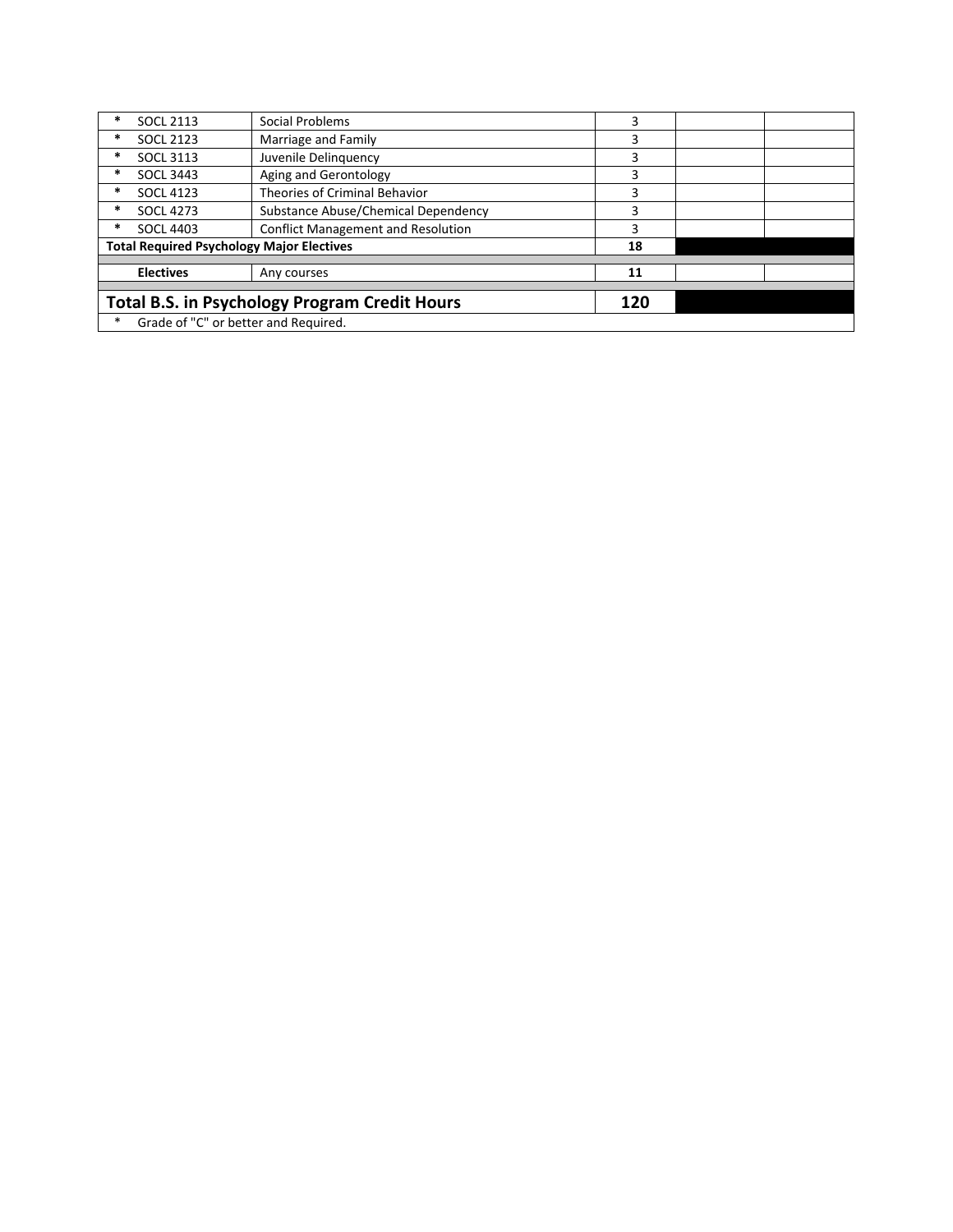| | | | | | |
|---|---|---|---|---|---|
| * | SOCL 2113 | Social Problems | 3 | | |
| * | SOCL 2123 | Marriage and Family | 3 | | |
| * | SOCL 3113 | Juvenile Delinquency | 3 | | |
| * | SOCL 3443 | Aging and Gerontology | 3 | | |
| * | SOCL 4123 | Theories of Criminal Behavior | 3 | | |
| * | SOCL 4273 | Substance Abuse/Chemical Dependency | 3 | | |
| * | SOCL 4403 | Conflict Management and Resolution | 3 | | |
| **Total Required Psychology Major Electives** | | | **18** | | |
| | **Electives** | Any courses | **11** | | |
| **Total B.S. in Psychology Program Credit Hours** | | | **120** | | |
| * | Grade of "C" or better and Required. | | | | |